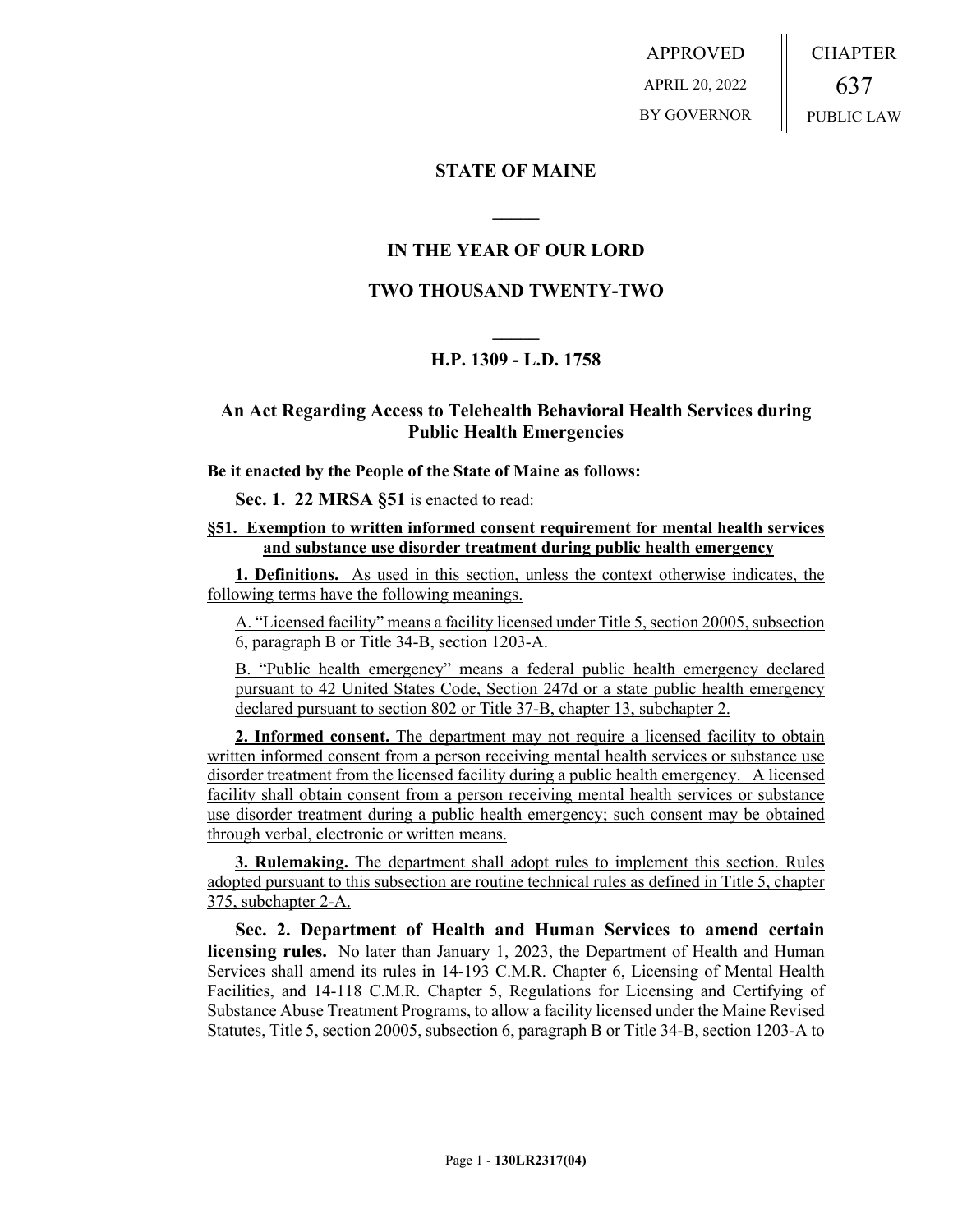APPROVED

APRIL 20, 2022

BY GOVERNOR

CHAPTER

637

PUBLIC LAW

## STATE OF MAINE

## IN THE YEAR OF OUR LORD

## TWO THOUSAND TWENTY-TWO

## H.P. 1309 - L.D. 1758

## An Act Regarding Access to Telehealth Behavioral Health Services during Public Health Emergencies

**Be it enacted by the People of the State of Maine as follows:**

**Sec. 1. 22 MRSA §51** is enacted to read:

**§51. Exemption to written informed consent requirement for mental health services and substance use disorder treatment during public health emergency**

**1. Definitions.** As used in this section, unless the context otherwise indicates, the following terms have the following meanings.

A. "Licensed facility" means a facility licensed under Title 5, section 20005, subsection 6, paragraph B or Title 34-B, section 1203-A.

B. "Public health emergency" means a federal public health emergency declared pursuant to 42 United States Code, Section 247d or a state public health emergency declared pursuant to section 802 or Title 37-B, chapter 13, subchapter 2.

**2. Informed consent.** The department may not require a licensed facility to obtain written informed consent from a person receiving mental health services or substance use disorder treatment from the licensed facility during a public health emergency. A licensed facility shall obtain consent from a person receiving mental health services or substance use disorder treatment during a public health emergency; such consent may be obtained through verbal, electronic or written means.

**3. Rulemaking.** The department shall adopt rules to implement this section. Rules adopted pursuant to this subsection are routine technical rules as defined in Title 5, chapter 375, subchapter 2-A.

**Sec. 2. Department of Health and Human Services to amend certain licensing rules.** No later than January 1, 2023, the Department of Health and Human Services shall amend its rules in 14-193 C.M.R. Chapter 6, Licensing of Mental Health Facilities, and 14-118 C.M.R. Chapter 5, Regulations for Licensing and Certifying of Substance Abuse Treatment Programs, to allow a facility licensed under the Maine Revised Statutes, Title 5, section 20005, subsection 6, paragraph B or Title 34-B, section 1203-A to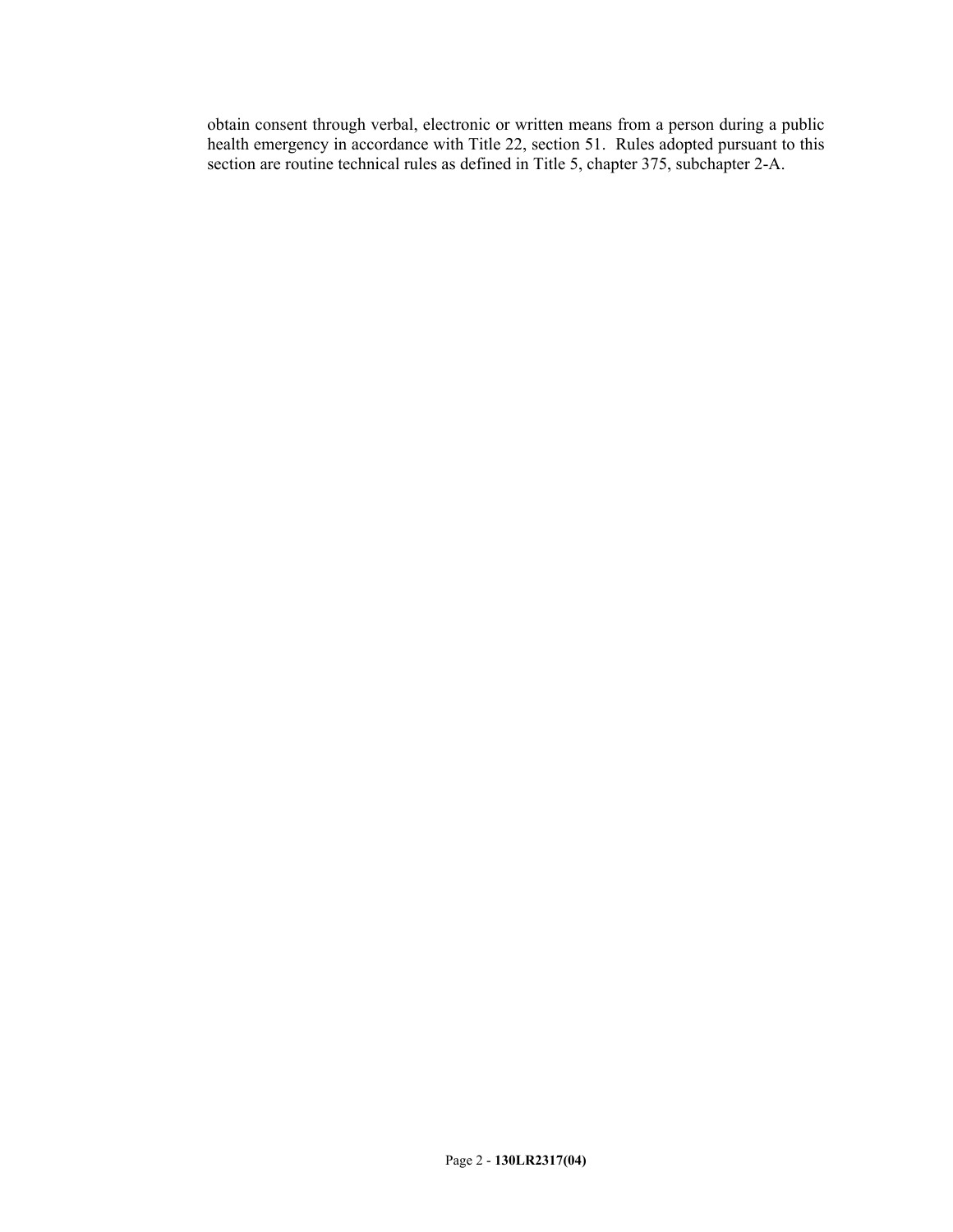obtain consent through verbal, electronic or written means from a person during a public health emergency in accordance with Title 22, section 51. Rules adopted pursuant to this section are routine technical rules as defined in Title 5, chapter 375, subchapter 2-A.